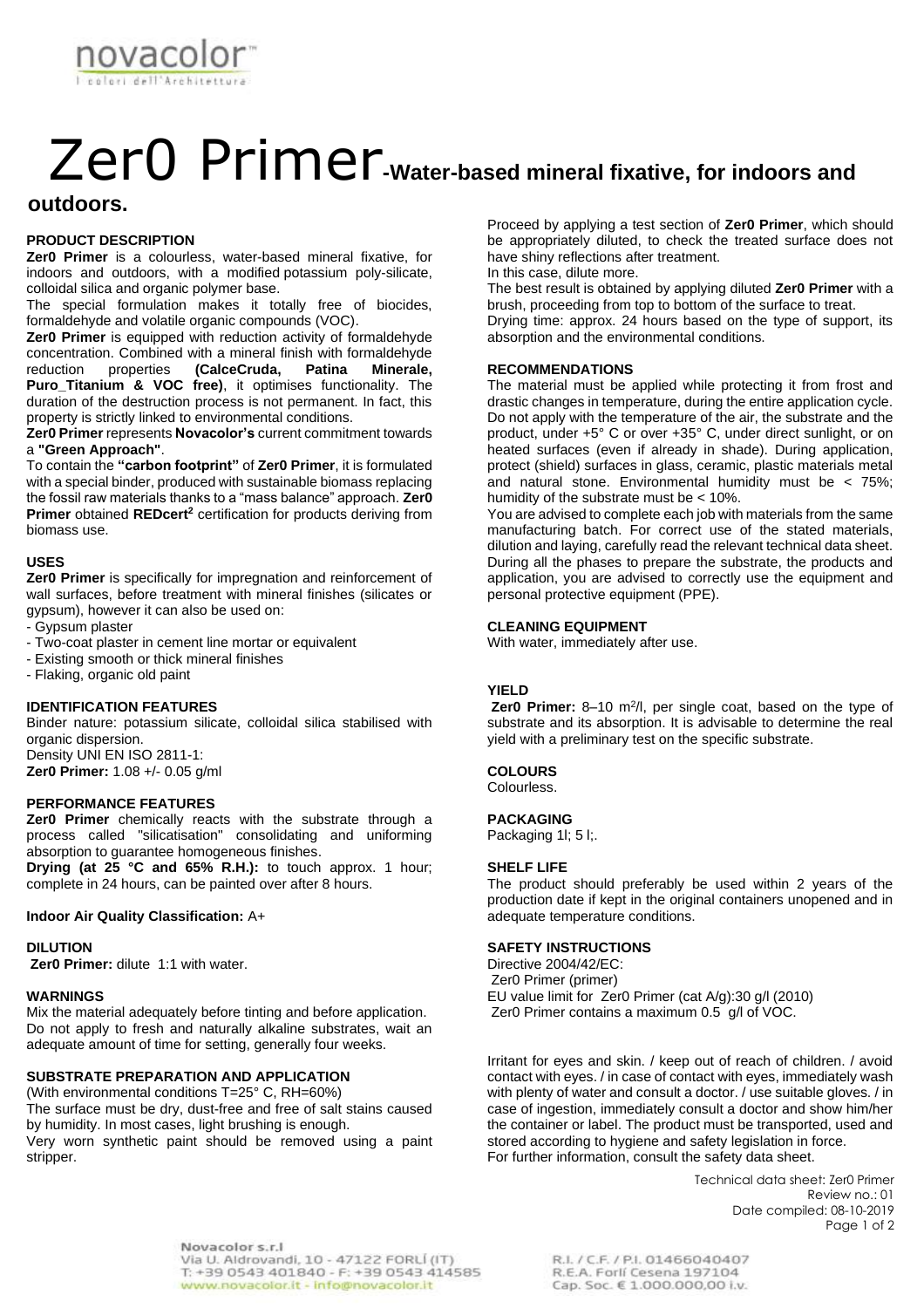novacolor™
I colori dell'Architettura

# Zer0 Primer-Water-based mineral fixative, for indoors and outdoors.

## PRODUCT DESCRIPTION

**Zer0 Primer** is a colourless, water-based mineral fixative, for indoors and outdoors, with a modified potassium poly-silicate, colloidal silica and organic polymer base.

The special formulation makes it totally free of biocides, formaldehyde and volatile organic compounds (VOC).

**Zer0 Primer** is equipped with reduction activity of formaldehyde concentration. Combined with a mineral finish with formaldehyde reduction properties **(CalceCruda, Patina Minerale, Puro_Titanium & VOC free)**, it optimises functionality. The duration of the destruction process is not permanent. In fact, this property is strictly linked to environmental conditions.

**Zer0 Primer** represents **Novacolor's** current commitment towards a **"Green Approach"**.

To contain the **"carbon footprint"** of **Zer0 Primer**, it is formulated with a special binder, produced with sustainable biomass replacing the fossil raw materials thanks to a "mass balance" approach. **Zer0 Primer** obtained **REDcert²** certification for products deriving from biomass use.

## USES

**Zer0 Primer** is specifically for impregnation and reinforcement of wall surfaces, before treatment with mineral finishes (silicates or gypsum), however it can also be used on:

- Gypsum plaster
- Two-coat plaster in cement line mortar or equivalent
- Existing smooth or thick mineral finishes
- Flaking, organic old paint

## IDENTIFICATION FEATURES

Binder nature: potassium silicate, colloidal silica stabilised with organic dispersion.

Density UNI EN ISO 2811-1:

**Zer0 Primer:** 1.08 +/- 0.05 g/ml

## PERFORMANCE FEATURES

**Zer0 Primer** chemically reacts with the substrate through a process called "silicatisation" consolidating and uniforming absorption to guarantee homogeneous finishes.

**Drying (at 25 °C and 65% R.H.):** to touch approx. 1 hour; complete in 24 hours, can be painted over after 8 hours.

**Indoor Air Quality Classification:** A+

## DILUTION

**Zer0 Primer:** dilute 1:1 with water.

## WARNINGS

Mix the material adequately before tinting and before application.

Do not apply to fresh and naturally alkaline substrates, wait an adequate amount of time for setting, generally four weeks.

## SUBSTRATE PREPARATION AND APPLICATION

(With environmental conditions T=25° C, RH=60%)

The surface must be dry, dust-free and free of salt stains caused by humidity. In most cases, light brushing is enough.

Very worn synthetic paint should be removed using a paint stripper.

Proceed by applying a test section of **Zer0 Primer**, which should be appropriately diluted, to check the treated surface does not have shiny reflections after treatment.

In this case, dilute more.

The best result is obtained by applying diluted **Zer0 Primer** with a brush, proceeding from top to bottom of the surface to treat.

Drying time: approx. 24 hours based on the type of support, its absorption and the environmental conditions.

## RECOMMENDATIONS

The material must be applied while protecting it from frost and drastic changes in temperature, during the entire application cycle. Do not apply with the temperature of the air, the substrate and the product, under +5° C or over +35° C, under direct sunlight, or on heated surfaces (even if already in shade). During application, protect (shield) surfaces in glass, ceramic, plastic materials metal and natural stone. Environmental humidity must be < 75%; humidity of the substrate must be < 10%.

You are advised to complete each job with materials from the same manufacturing batch. For correct use of the stated materials, dilution and laying, carefully read the relevant technical data sheet. During all the phases to prepare the substrate, the products and application, you are advised to correctly use the equipment and personal protective equipment (PPE).

## CLEANING EQUIPMENT

With water, immediately after use.

## YIELD

**Zer0 Primer:** 8–10 m²/l, per single coat, based on the type of substrate and its absorption. It is advisable to determine the real yield with a preliminary test on the specific substrate.

## COLOURS

Colourless.

## PACKAGING

Packaging 1l; 5 l;.

## SHELF LIFE

The product should preferably be used within 2 years of the production date if kept in the original containers unopened and in adequate temperature conditions.

## SAFETY INSTRUCTIONS

Directive 2004/42/EC:
Zer0 Primer (primer)
EU value limit for Zer0 Primer (cat A/g):30 g/l (2010)
Zer0 Primer contains a maximum 0.5 g/l of VOC.

Irritant for eyes and skin. / keep out of reach of children. / avoid contact with eyes. / in case of contact with eyes, immediately wash with plenty of water and consult a doctor. / use suitable gloves. / in case of ingestion, immediately consult a doctor and show him/her the container or label. The product must be transported, used and stored according to hygiene and safety legislation in force.
For further information, consult the safety data sheet.

Technical data sheet: Zer0 Primer
Review no.: 01
Date compiled: 08-10-2019

Novacolor s.r.l
Via U. Aldrovandi, 10 - 47122 FORLÍ (IT)
T: +39 0543 401840 - F: +39 0543 414585
www.novacolor.it - info@novacolor.it

R.I. / C.F. / P.I. 01466040407
R.E.A. Forlí Cesena 197104
Cap. Soc. € 1.000.000,00 i.v.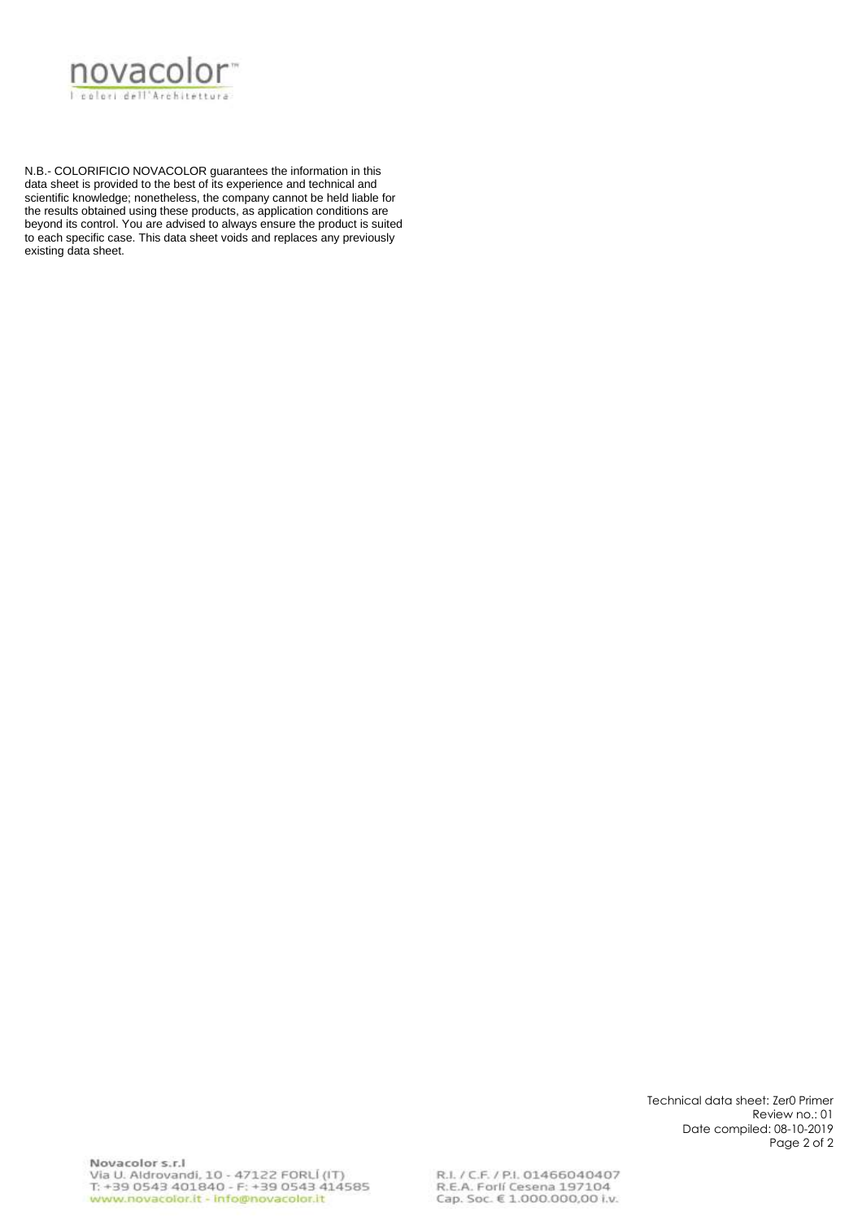N.B.- COLORIFICIO NOVACOLOR guarantees the information in this data sheet is provided to the best of its experience and technical and scientific knowledge; nonetheless, the company cannot be held liable for the results obtained using these products, as application conditions are beyond its control. You are advised to always ensure the product is suited to each specific case. This data sheet voids and replaces any previously existing data sheet.